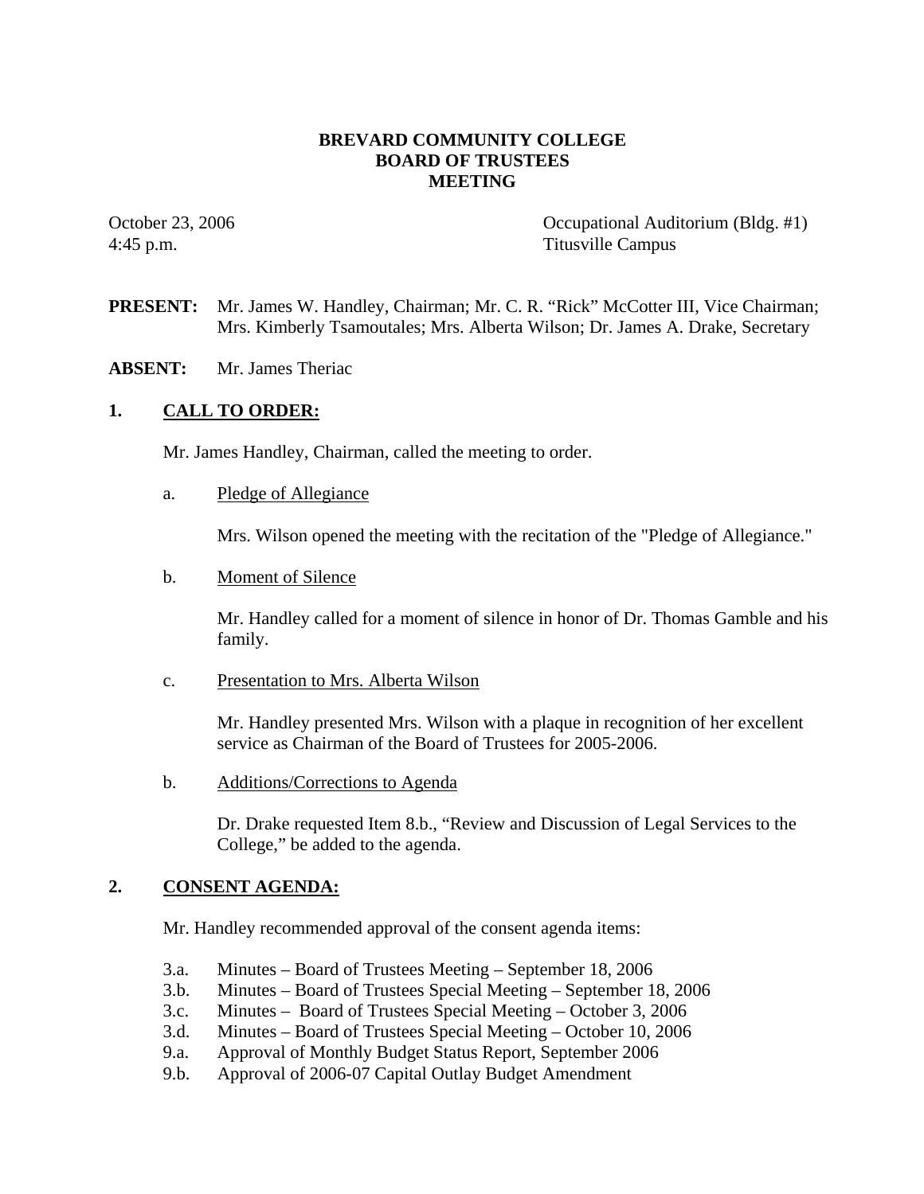**BREVARD COMMUNITY COLLEGE**
**BOARD OF TRUSTEES**
**MEETING**

October 23, 2006
4:45 p.m.

Occupational Auditorium (Bldg. #1)
Titusville Campus

**PRESENT:** Mr. James W. Handley, Chairman; Mr. C. R. "Rick" McCotter III, Vice Chairman; Mrs. Kimberly Tsamoutales; Mrs. Alberta Wilson; Dr. James A. Drake, Secretary

**ABSENT:** Mr. James Theriac

## 1. CALL TO ORDER:

Mr. James Handley, Chairman, called the meeting to order.

a. Pledge of Allegiance

Mrs. Wilson opened the meeting with the recitation of the "Pledge of Allegiance."

b. Moment of Silence

Mr. Handley called for a moment of silence in honor of Dr. Thomas Gamble and his family.

c. Presentation to Mrs. Alberta Wilson

Mr. Handley presented Mrs. Wilson with a plaque in recognition of her excellent service as Chairman of the Board of Trustees for 2005-2006.

b. Additions/Corrections to Agenda

Dr. Drake requested Item 8.b., "Review and Discussion of Legal Services to the College," be added to the agenda.

## 2. CONSENT AGENDA:

Mr. Handley recommended approval of the consent agenda items:

3.a. Minutes – Board of Trustees Meeting – September 18, 2006
3.b. Minutes – Board of Trustees Special Meeting – September 18, 2006
3.c. Minutes – Board of Trustees Special Meeting – October 3, 2006
3.d. Minutes – Board of Trustees Special Meeting – October 10, 2006
9.a. Approval of Monthly Budget Status Report, September 2006
9.b. Approval of 2006-07 Capital Outlay Budget Amendment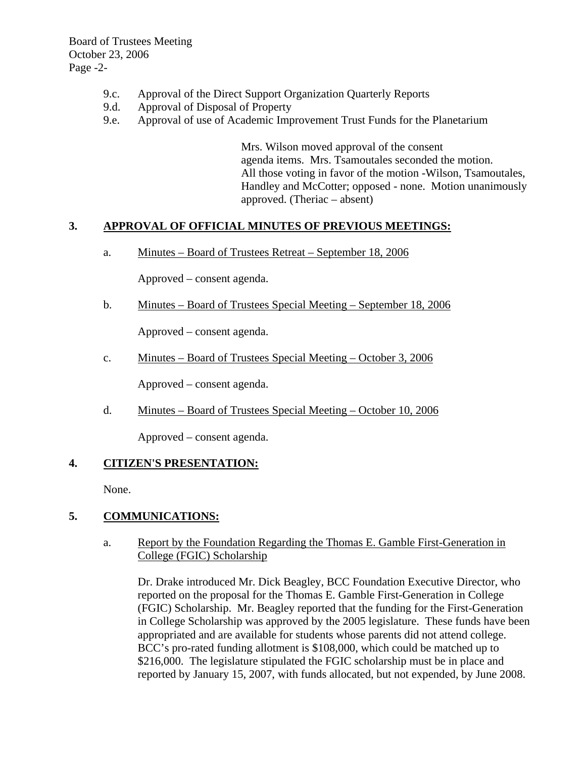- 9.c. Approval of the Direct Support Organization Quarterly Reports
- 9.d. Approval of Disposal of Property
- 9.e. Approval of use of Academic Improvement Trust Funds for the Planetarium

> Mrs. Wilson moved approval of the consent agenda items. Mrs. Tsamoutales seconded the motion. All those voting in favor of the motion -Wilson, Tsamoutales, Handley and McCotter; opposed - none. Motion unanimously approved. (Theriac – absent)

## 3. APPROVAL OF OFFICIAL MINUTES OF PREVIOUS MEETINGS:

a. Minutes – Board of Trustees Retreat – September 18, 2006

Approved – consent agenda.

b. Minutes – Board of Trustees Special Meeting – September 18, 2006

Approved – consent agenda.

c. Minutes – Board of Trustees Special Meeting – October 3, 2006

Approved – consent agenda.

d. Minutes – Board of Trustees Special Meeting – October 10, 2006

Approved – consent agenda.

## 4. CITIZEN'S PRESENTATION:

None.

## 5. COMMUNICATIONS:

a. Report by the Foundation Regarding the Thomas E. Gamble First-Generation in College (FGIC) Scholarship

Dr. Drake introduced Mr. Dick Beagley, BCC Foundation Executive Director, who reported on the proposal for the Thomas E. Gamble First-Generation in College (FGIC) Scholarship. Mr. Beagley reported that the funding for the First-Generation in College Scholarship was approved by the 2005 legislature. These funds have been appropriated and are available for students whose parents did not attend college. BCC's pro-rated funding allotment is $108,000, which could be matched up to $216,000. The legislature stipulated the FGIC scholarship must be in place and reported by January 15, 2007, with funds allocated, but not expended, by June 2008.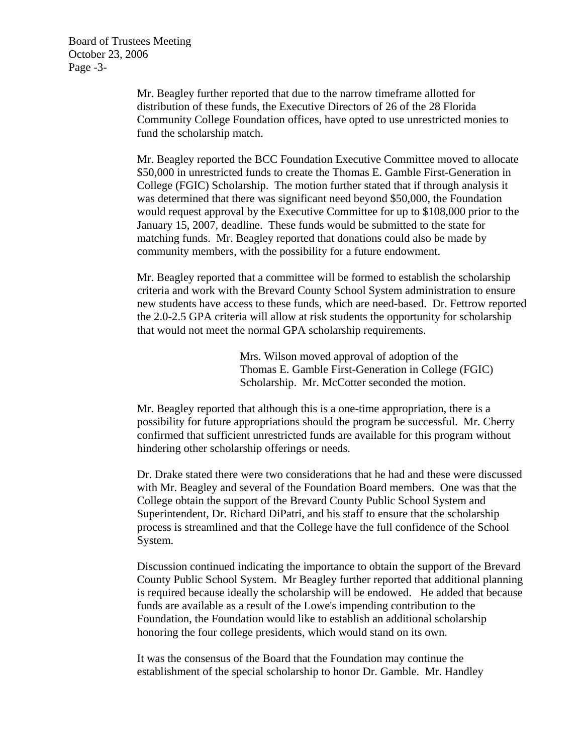Mr. Beagley further reported that due to the narrow timeframe allotted for distribution of these funds, the Executive Directors of 26 of the 28 Florida Community College Foundation offices, have opted to use unrestricted monies to fund the scholarship match.

Mr. Beagley reported the BCC Foundation Executive Committee moved to allocate $50,000 in unrestricted funds to create the Thomas E. Gamble First-Generation in College (FGIC) Scholarship. The motion further stated that if through analysis it was determined that there was significant need beyond $50,000, the Foundation would request approval by the Executive Committee for up to $108,000 prior to the January 15, 2007, deadline. These funds would be submitted to the state for matching funds. Mr. Beagley reported that donations could also be made by community members, with the possibility for a future endowment.

Mr. Beagley reported that a committee will be formed to establish the scholarship criteria and work with the Brevard County School System administration to ensure new students have access to these funds, which are need-based. Dr. Fettrow reported the 2.0-2.5 GPA criteria will allow at risk students the opportunity for scholarship that would not meet the normal GPA scholarship requirements.

> Mrs. Wilson moved approval of adoption of the Thomas E. Gamble First-Generation in College (FGIC) Scholarship. Mr. McCotter seconded the motion.

Mr. Beagley reported that although this is a one-time appropriation, there is a possibility for future appropriations should the program be successful. Mr. Cherry confirmed that sufficient unrestricted funds are available for this program without hindering other scholarship offerings or needs.

Dr. Drake stated there were two considerations that he had and these were discussed with Mr. Beagley and several of the Foundation Board members. One was that the College obtain the support of the Brevard County Public School System and Superintendent, Dr. Richard DiPatri, and his staff to ensure that the scholarship process is streamlined and that the College have the full confidence of the School System.

Discussion continued indicating the importance to obtain the support of the Brevard County Public School System. Mr Beagley further reported that additional planning is required because ideally the scholarship will be endowed. He added that because funds are available as a result of the Lowe's impending contribution to the Foundation, the Foundation would like to establish an additional scholarship honoring the four college presidents, which would stand on its own.

It was the consensus of the Board that the Foundation may continue the establishment of the special scholarship to honor Dr. Gamble. Mr. Handley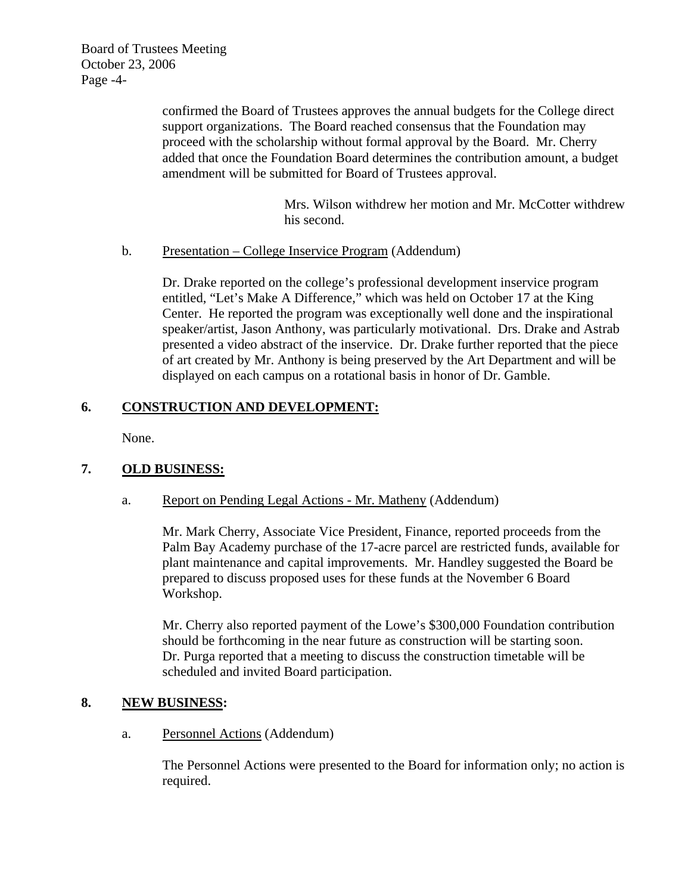confirmed the Board of Trustees approves the annual budgets for the College direct support organizations. The Board reached consensus that the Foundation may proceed with the scholarship without formal approval by the Board. Mr. Cherry added that once the Foundation Board determines the contribution amount, a budget amendment will be submitted for Board of Trustees approval.

Mrs. Wilson withdrew her motion and Mr. McCotter withdrew his second.

b. Presentation – College Inservice Program (Addendum)

Dr. Drake reported on the college's professional development inservice program entitled, "Let's Make A Difference," which was held on October 17 at the King Center. He reported the program was exceptionally well done and the inspirational speaker/artist, Jason Anthony, was particularly motivational. Drs. Drake and Astrab presented a video abstract of the inservice. Dr. Drake further reported that the piece of art created by Mr. Anthony is being preserved by the Art Department and will be displayed on each campus on a rotational basis in honor of Dr. Gamble.

## 6. CONSTRUCTION AND DEVELOPMENT:

None.

## 7. OLD BUSINESS:

a. Report on Pending Legal Actions - Mr. Matheny (Addendum)

Mr. Mark Cherry, Associate Vice President, Finance, reported proceeds from the Palm Bay Academy purchase of the 17-acre parcel are restricted funds, available for plant maintenance and capital improvements. Mr. Handley suggested the Board be prepared to discuss proposed uses for these funds at the November 6 Board Workshop.

Mr. Cherry also reported payment of the Lowe's $300,000 Foundation contribution should be forthcoming in the near future as construction will be starting soon. Dr. Purga reported that a meeting to discuss the construction timetable will be scheduled and invited Board participation.

## 8. NEW BUSINESS:

a. Personnel Actions (Addendum)

The Personnel Actions were presented to the Board for information only; no action is required.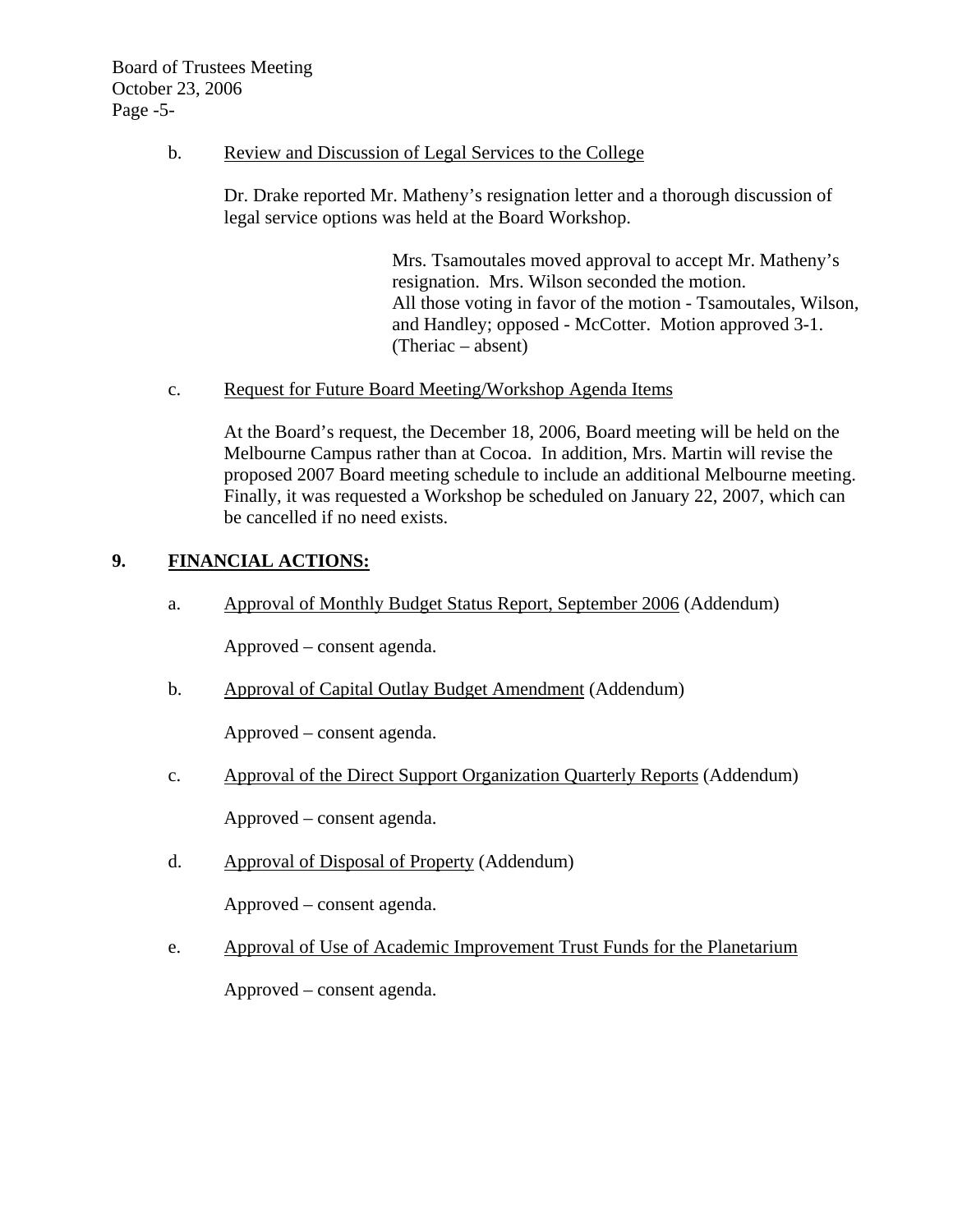b. Review and Discussion of Legal Services to the College

Dr. Drake reported Mr. Matheny's resignation letter and a thorough discussion of legal service options was held at the Board Workshop.

> Mrs. Tsamoutales moved approval to accept Mr. Matheny's resignation. Mrs. Wilson seconded the motion. All those voting in favor of the motion - Tsamoutales, Wilson, and Handley; opposed - McCotter. Motion approved 3-1. (Theriac – absent)

c. Request for Future Board Meeting/Workshop Agenda Items

At the Board's request, the December 18, 2006, Board meeting will be held on the Melbourne Campus rather than at Cocoa. In addition, Mrs. Martin will revise the proposed 2007 Board meeting schedule to include an additional Melbourne meeting. Finally, it was requested a Workshop be scheduled on January 22, 2007, which can be cancelled if no need exists.

## 9. FINANCIAL ACTIONS:

a. Approval of Monthly Budget Status Report, September 2006 (Addendum)

Approved – consent agenda.

b. Approval of Capital Outlay Budget Amendment (Addendum)

Approved – consent agenda.

c. Approval of the Direct Support Organization Quarterly Reports (Addendum)

Approved – consent agenda.

d. Approval of Disposal of Property (Addendum)

Approved – consent agenda.

e. Approval of Use of Academic Improvement Trust Funds for the Planetarium

Approved – consent agenda.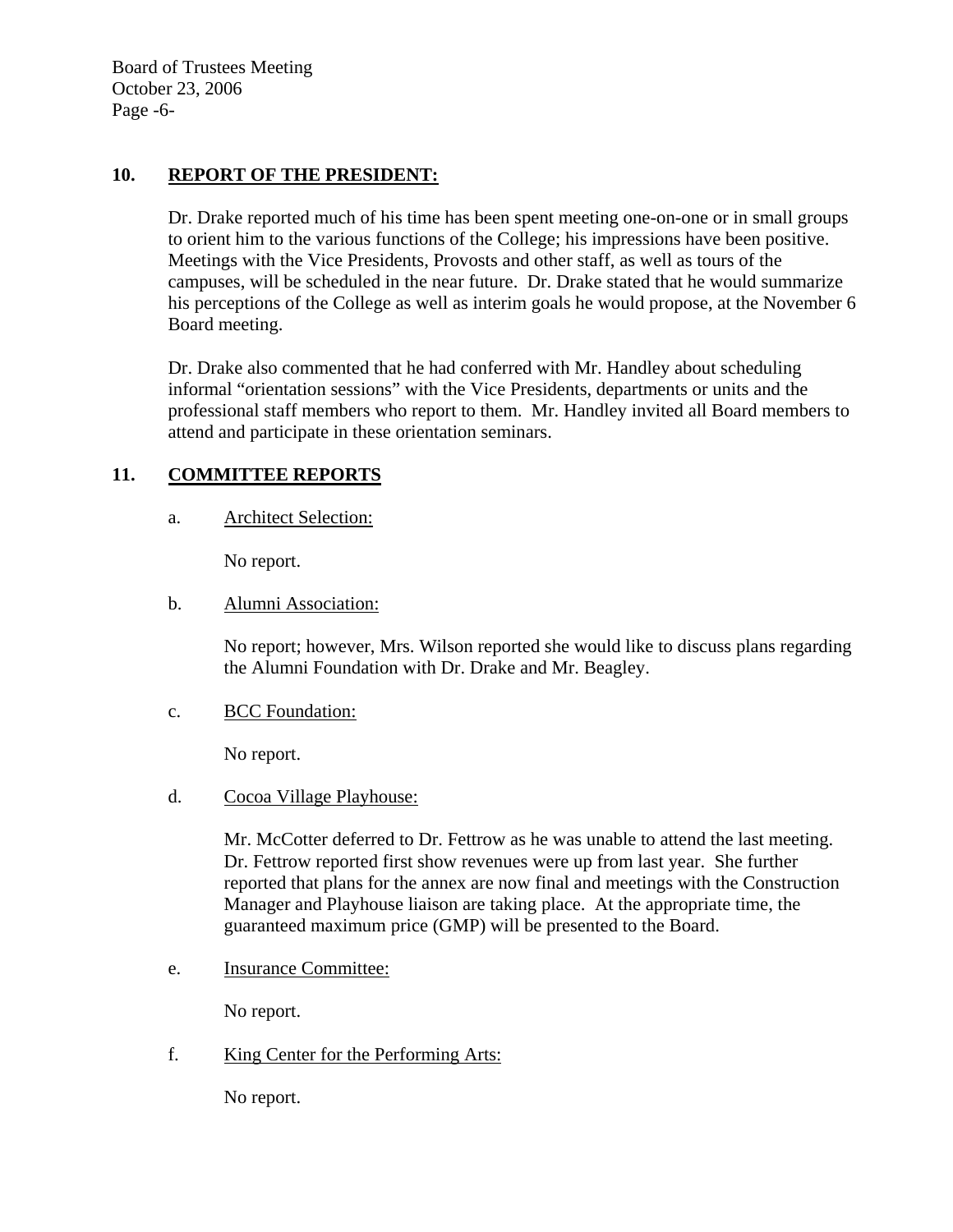## 10. REPORT OF THE PRESIDENT:

Dr. Drake reported much of his time has been spent meeting one-on-one or in small groups to orient him to the various functions of the College; his impressions have been positive. Meetings with the Vice Presidents, Provosts and other staff, as well as tours of the campuses, will be scheduled in the near future. Dr. Drake stated that he would summarize his perceptions of the College as well as interim goals he would propose, at the November 6 Board meeting.

Dr. Drake also commented that he had conferred with Mr. Handley about scheduling informal "orientation sessions" with the Vice Presidents, departments or units and the professional staff members who report to them. Mr. Handley invited all Board members to attend and participate in these orientation seminars.

## 11. COMMITTEE REPORTS

a. Architect Selection:

No report.

b. Alumni Association:

No report; however, Mrs. Wilson reported she would like to discuss plans regarding the Alumni Foundation with Dr. Drake and Mr. Beagley.

c. BCC Foundation:

No report.

d. Cocoa Village Playhouse:

Mr. McCotter deferred to Dr. Fettrow as he was unable to attend the last meeting. Dr. Fettrow reported first show revenues were up from last year. She further reported that plans for the annex are now final and meetings with the Construction Manager and Playhouse liaison are taking place. At the appropriate time, the guaranteed maximum price (GMP) will be presented to the Board.

e. Insurance Committee:

No report.

f. King Center for the Performing Arts:

No report.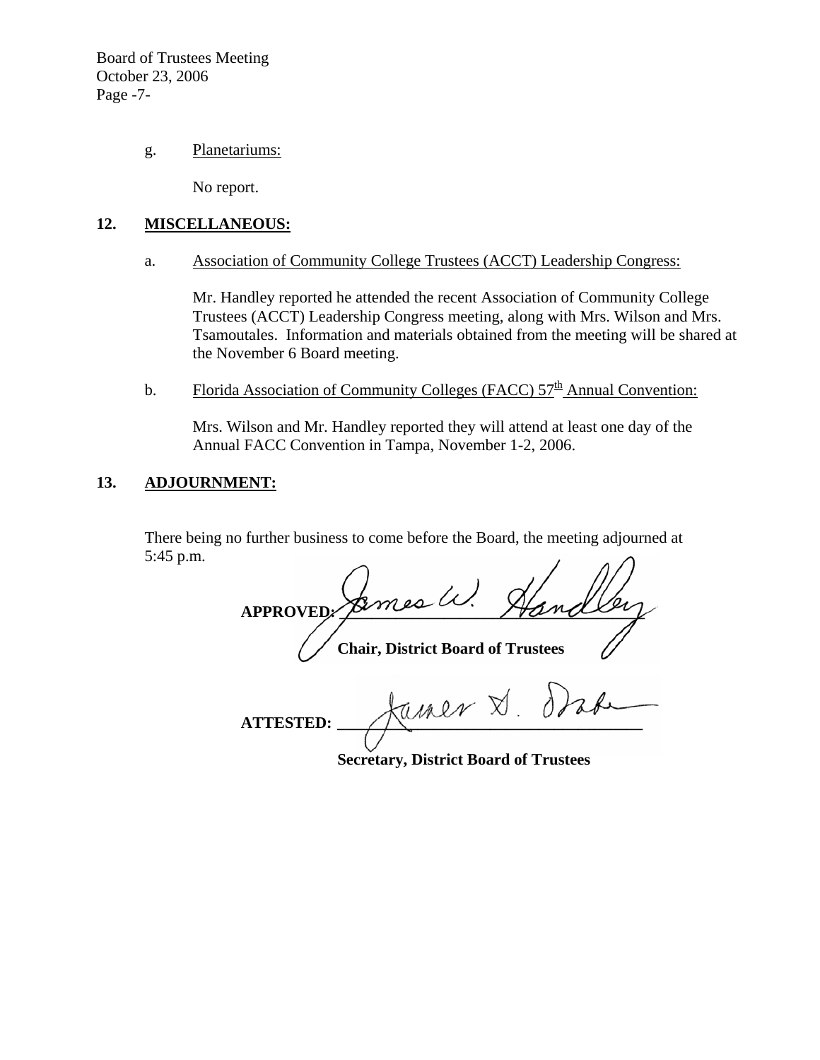g. Planetariums:

No report.

**12. MISCELLANEOUS:**

a. Association of Community College Trustees (ACCT) Leadership Congress:

Mr. Handley reported he attended the recent Association of Community College Trustees (ACCT) Leadership Congress meeting, along with Mrs. Wilson and Mrs. Tsamoutales. Information and materials obtained from the meeting will be shared at the November 6 Board meeting.

b. Florida Association of Community Colleges (FACC) 57th Annual Convention:

Mrs. Wilson and Mr. Handley reported they will attend at least one day of the Annual FACC Convention in Tampa, November 1-2, 2006.

**13. ADJOURNMENT:**

There being no further business to come before the Board, the meeting adjourned at 5:45 p.m.

**APPROVED:** James W. Handley
**Chair, District Board of Trustees**

**ATTESTED:** James D. Drake
**Secretary, District Board of Trustees**